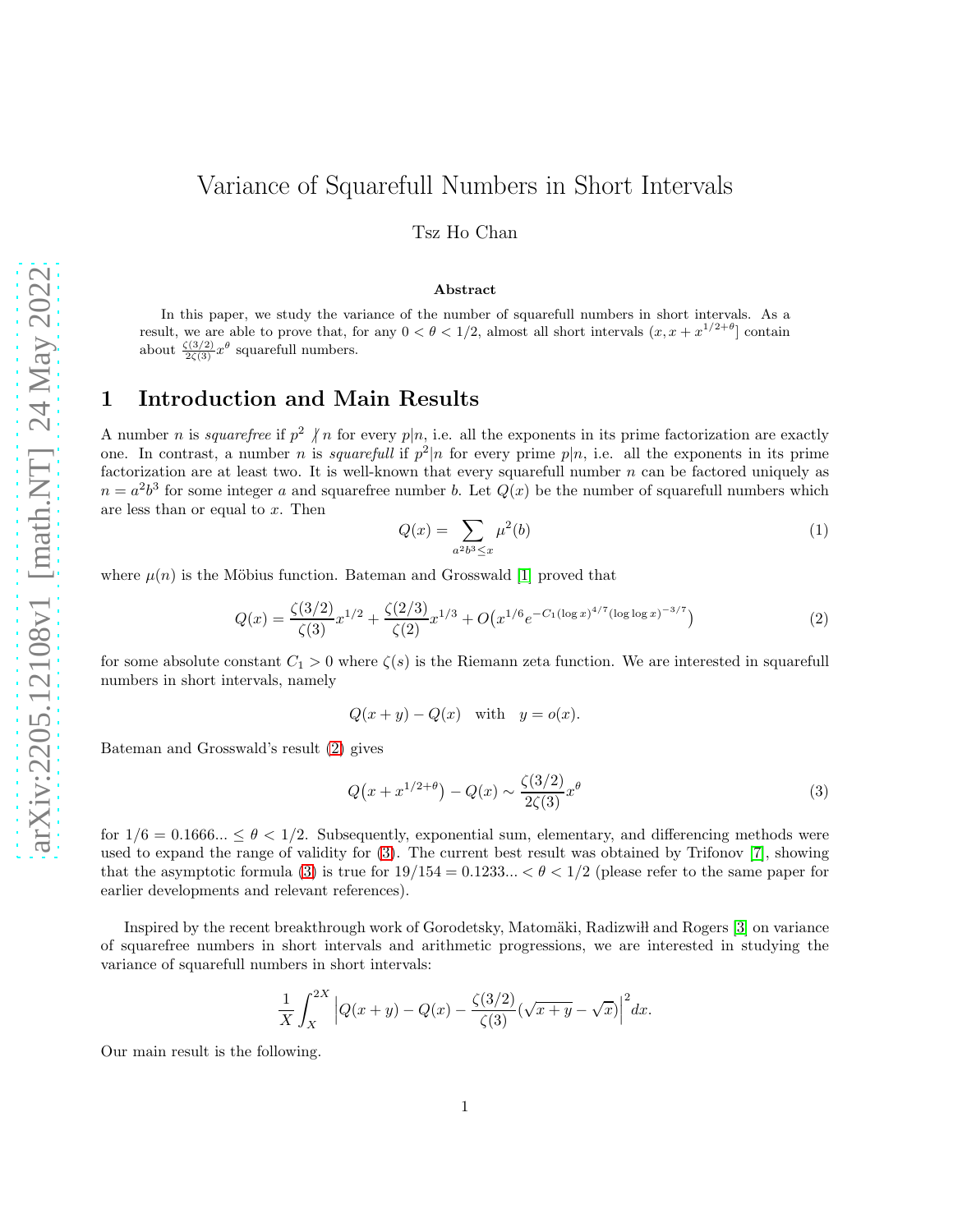# Variance of Squarefull Numbers in Short Intervals

Tsz Ho Chan

### Abstract

In this paper, we study the variance of the number of squarefull numbers in short intervals. As a result, we are able to prove that, for any $0 < \theta < 1/2$, almost all short intervals $(x, x + x^{1/2+\theta}]$ contain about $\frac{\zeta(3/2)}{2\zeta(3)} x^\theta$ squarefull numbers.

## 1 Introduction and Main Results

A number $n$ is *squarefree* if $p^2 \nmid n$ for every $p|n$, i.e. all the exponents in its prime factorization are exactly one. In contrast, a number $n$ is *squarefull* if $p^2|n$ for every prime $p|n$, i.e. all the exponents in its prime factorization are at least two. It is well-known that every squarefull number $n$ can be factored uniquely as $n = a^2 b^3$ for some integer $a$ and squarefree number $b$. Let $Q(x)$ be the number of squarefull numbers which are less than or equal to $x$. Then

$$Q(x) = \sum_{a^2 b^3 \leq x} \mu^2(b) \tag{1}$$

where $\mu(n)$ is the Möbius function. Bateman and Grosswald [1] proved that

$$Q(x) = \frac{\zeta(3/2)}{\zeta(3)} x^{1/2} + \frac{\zeta(2/3)}{\zeta(2)} x^{1/3} + O\big(x^{1/6} e^{-C_1 (\log x)^{4/7} (\log\log x)^{-3/7}}\big) \tag{2}$$

for some absolute constant $C_1 > 0$ where $\zeta(s)$ is the Riemann zeta function. We are interested in squarefull numbers in short intervals, namely

$$Q(x+y) - Q(x) \quad \text{with} \quad y = o(x).$$

Bateman and Grosswald's result (2) gives

$$Q\big(x + x^{1/2+\theta}\big) - Q(x) \sim \frac{\zeta(3/2)}{2\zeta(3)} x^\theta \tag{3}$$

for $1/6 = 0.1666... \leq \theta < 1/2$. Subsequently, exponential sum, elementary, and differencing methods were used to expand the range of validity for (3). The current best result was obtained by Trifonov [7], showing that the asymptotic formula (3) is true for $19/154 = 0.1233... < \theta < 1/2$ (please refer to the same paper for earlier developments and relevant references).

Inspired by the recent breakthrough work of Gorodetsky, Matomäki, Radziwiłł and Rogers [3] on variance of squarefree numbers in short intervals and arithmetic progressions, we are interested in studying the variance of squarefull numbers in short intervals:

$$\frac{1}{X} \int_X^{2X} \Big| Q(x+y) - Q(x) - \frac{\zeta(3/2)}{\zeta(3)} (\sqrt{x+y} - \sqrt{x}) \Big|^2 dx.$$

Our main result is the following.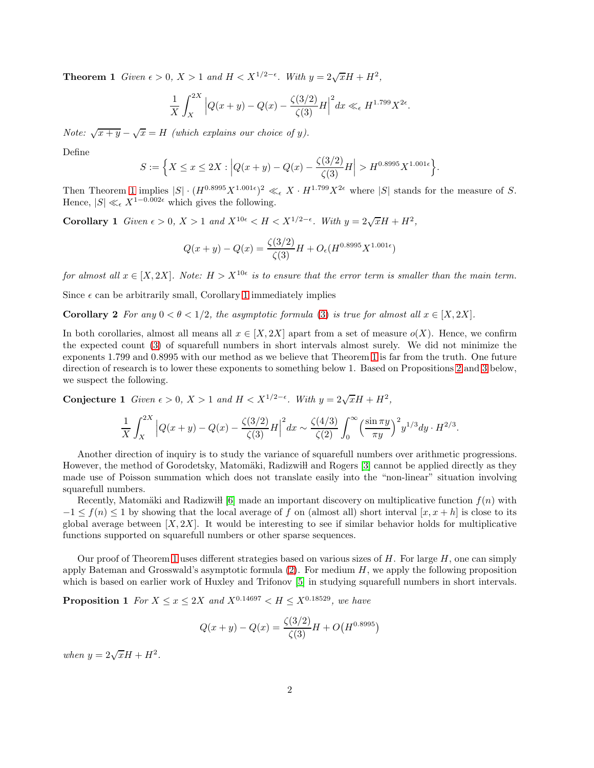**Theorem 1** *Given $\epsilon > 0$, $X > 1$ and $H < X^{1/2-\epsilon}$. With $y = 2\sqrt{x}H + H^2$,*

$$\frac{1}{X}\int_X^{2X} \Big|Q(x+y) - Q(x) - \frac{\zeta(3/2)}{\zeta(3)}H\Big|^2 dx \ll_\epsilon H^{1.799} X^{2\epsilon}.$$

*Note: $\sqrt{x+y} - \sqrt{x} = H$ (which explains our choice of $y$).*

Define

$$S := \Big\{ X \le x \le 2X : \Big|Q(x+y) - Q(x) - \frac{\zeta(3/2)}{\zeta(3)}H\Big| > H^{0.8995} X^{1.001\epsilon} \Big\}.$$

Then Theorem 1 implies $|S| \cdot (H^{0.8995} X^{1.001\epsilon})^2 \ll_\epsilon X \cdot H^{1.799} X^{2\epsilon}$ where $|S|$ stands for the measure of $S$. Hence, $|S| \ll_\epsilon X^{1-0.002\epsilon}$ which gives the following.

**Corollary 1** *Given $\epsilon > 0$, $X > 1$ and $X^{10\epsilon} < H < X^{1/2-\epsilon}$. With $y = 2\sqrt{x}H + H^2$,*

$$Q(x+y) - Q(x) = \frac{\zeta(3/2)}{\zeta(3)}H + O_\epsilon(H^{0.8995} X^{1.001\epsilon})$$

*for almost all $x \in [X, 2X]$. Note: $H > X^{10\epsilon}$ is to ensure that the error term is smaller than the main term.*

Since $\epsilon$ can be arbitrarily small, Corollary 1 immediately implies

**Corollary 2** *For any $0 < \theta < 1/2$, the asymptotic formula (3) is true for almost all $x \in [X, 2X]$.*

In both corollaries, almost all means all $x \in [X, 2X]$ apart from a set of measure $o(X)$. Hence, we confirm the expected count (3) of squarefull numbers in short intervals almost surely. We did not minimize the exponents 1.799 and 0.8995 with our method as we believe that Theorem 1 is far from the truth. One future direction of research is to lower these exponents to something below 1. Based on Propositions 2 and 3 below, we suspect the following.

**Conjecture 1** *Given $\epsilon > 0$, $X > 1$ and $H < X^{1/2-\epsilon}$. With $y = 2\sqrt{x}H + H^2$,*

$$\frac{1}{X}\int_X^{2X} \Big|Q(x+y) - Q(x) - \frac{\zeta(3/2)}{\zeta(3)}H\Big|^2 dx \sim \frac{\zeta(4/3)}{\zeta(2)} \int_0^\infty \Big(\frac{\sin \pi y}{\pi y}\Big)^2 y^{1/3} dy \cdot H^{2/3}.$$

Another direction of inquiry is to study the variance of squarefull numbers over arithmetic progressions. However, the method of Gorodetsky, Matomäki, Radizwiłł and Rogers [3] cannot be applied directly as they made use of Poisson summation which does not translate easily into the "non-linear" situation involving squarefull numbers.

Recently, Matomäki and Radizwiłł [6] made an important discovery on multiplicative function $f(n)$ with $-1 \le f(n) \le 1$ by showing that the local average of $f$ on (almost all) short interval $[x, x+h]$ is close to its global average between $[X, 2X]$. It would be interesting to see if similar behavior holds for multiplicative functions supported on squarefull numbers or other sparse sequences.

Our proof of Theorem 1 uses different strategies based on various sizes of $H$. For large $H$, one can simply apply Bateman and Grosswald's asymptotic formula (2). For medium $H$, we apply the following proposition which is based on earlier work of Huxley and Trifonov [5] in studying squarefull numbers in short intervals.

**Proposition 1** *For $X \le x \le 2X$ and $X^{0.14697} < H \le X^{0.18529}$, we have*

$$Q(x+y) - Q(x) = \frac{\zeta(3/2)}{\zeta(3)}H + O\big(H^{0.8995}\big)$$

*when $y = 2\sqrt{x}H + H^2$.*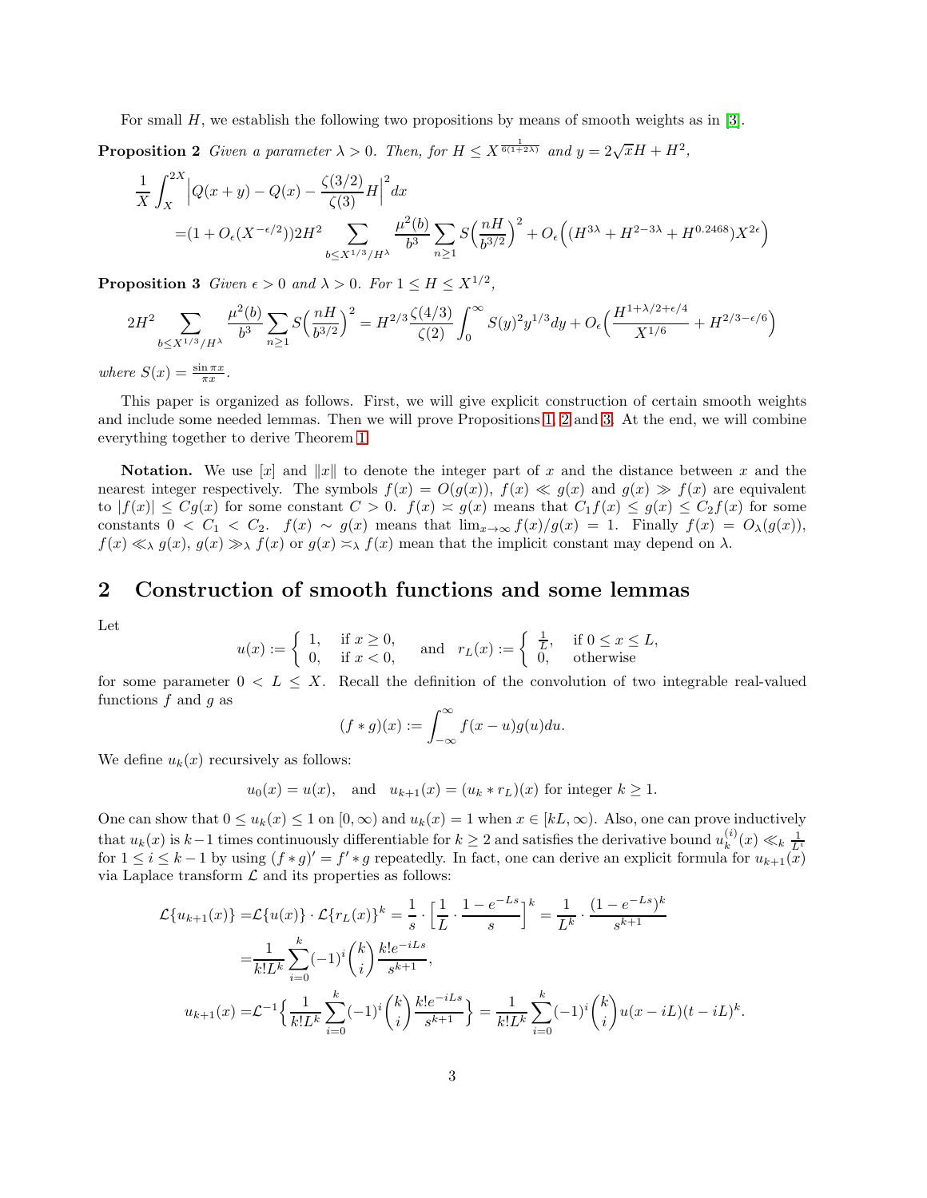For small $H$, we establish the following two propositions by means of smooth weights as in [3].

**Proposition 2** *Given a parameter $\lambda > 0$. Then, for $H \le X^{\frac{1}{6(1+2\lambda)}}$ and $y = 2\sqrt{x}H + H^2$,*

$$
\begin{aligned}
\frac{1}{X}\int_X^{2X} \Big| Q(x+y) - Q(x) - \frac{\zeta(3/2)}{\zeta(3)} H \Big|^2 dx \\
= (1 + O_\epsilon(X^{-\epsilon/2})) 2H^2 \sum_{b \le X^{1/3}/H^\lambda} \frac{\mu^2(b)}{b^3} \sum_{n \ge 1} S\Big(\frac{nH}{b^{3/2}}\Big)^2 + O_\epsilon\Big((H^{3\lambda} + H^{2-3\lambda} + H^{0.2468}) X^{2\epsilon}\Big)
\end{aligned}
$$

**Proposition 3** *Given $\epsilon > 0$ and $\lambda > 0$. For $1 \le H \le X^{1/2}$,*

$$
2H^2 \sum_{b \le X^{1/3}/H^\lambda} \frac{\mu^2(b)}{b^3} \sum_{n \ge 1} S\Big(\frac{nH}{b^{3/2}}\Big)^2 = H^{2/3} \frac{\zeta(4/3)}{\zeta(2)} \int_0^\infty S(y)^2 y^{1/3} dy + O_\epsilon\Big(\frac{H^{1+\lambda/2+\epsilon/4}}{X^{1/6}} + H^{2/3-\epsilon/6}\Big)
$$

*where $S(x) = \frac{\sin \pi x}{\pi x}$.*

This paper is organized as follows. First, we will give explicit construction of certain smooth weights and include some needed lemmas. Then we will prove Propositions 1, 2 and 3. At the end, we will combine everything together to derive Theorem 1.

**Notation.** We use $[x]$ and $\|x\|$ to denote the integer part of $x$ and the distance between $x$ and the nearest integer respectively. The symbols $f(x) = O(g(x))$, $f(x) \ll g(x)$ and $g(x) \gg f(x)$ are equivalent to $|f(x)| \le Cg(x)$ for some constant $C > 0$. $f(x) \asymp g(x)$ means that $C_1 f(x) \le g(x) \le C_2 f(x)$ for some constants $0 < C_1 < C_2$. $f(x) \sim g(x)$ means that $\lim_{x\to\infty} f(x)/g(x) = 1$. Finally $f(x) = O_\lambda(g(x))$, $f(x) \ll_\lambda g(x)$, $g(x) \gg_\lambda f(x)$ or $g(x) \asymp_\lambda f(x)$ mean that the implicit constant may depend on $\lambda$.

## 2 Construction of smooth functions and some lemmas

Let

$$
u(x) := \begin{cases} 1, & \text{if } x \ge 0, \\ 0, & \text{if } x < 0, \end{cases} \quad \text{and} \quad r_L(x) := \begin{cases} \frac{1}{L}, & \text{if } 0 \le x \le L, \\ 0, & \text{otherwise} \end{cases}
$$

for some parameter $0 < L \le X$. Recall the definition of the convolution of two integrable real-valued functions $f$ and $g$ as

$$
(f * g)(x) := \int_{-\infty}^{\infty} f(x-u) g(u) du.
$$

We define $u_k(x)$ recursively as follows:

$$
u_0(x) = u(x), \quad \text{and} \quad u_{k+1}(x) = (u_k * r_L)(x) \text{ for integer } k \ge 1.
$$

One can show that $0 \le u_k(x) \le 1$ on $[0, \infty)$ and $u_k(x) = 1$ when $x \in [kL, \infty)$. Also, one can prove inductively that $u_k(x)$ is $k-1$ times continuously differentiable for $k \ge 2$ and satisfies the derivative bound $u_k^{(i)}(x) \ll_k \frac{1}{L^i}$ for $1 \le i \le k-1$ by using $(f * g)' = f' * g$ repeatedly. In fact, one can derive an explicit formula for $u_{k+1}(x)$ via Laplace transform $\mathcal{L}$ and its properties as follows:

$$
\begin{aligned}
\mathcal{L}\{u_{k+1}(x)\} &= \mathcal{L}\{u(x)\} \cdot \mathcal{L}\{r_L(x)\}^k = \frac{1}{s} \cdot \Big[\frac{1}{L} \cdot \frac{1 - e^{-Ls}}{s}\Big]^k = \frac{1}{L^k} \cdot \frac{(1 - e^{-Ls})^k}{s^{k+1}} \\
&= \frac{1}{k! L^k} \sum_{i=0}^k (-1)^i \binom{k}{i} \frac{k! e^{-iLs}}{s^{k+1}}, \\
u_{k+1}(x) &= \mathcal{L}^{-1}\Big\{\frac{1}{k! L^k} \sum_{i=0}^k (-1)^i \binom{k}{i} \frac{k! e^{-iLs}}{s^{k+1}}\Big\} = \frac{1}{k! L^k} \sum_{i=0}^k (-1)^i \binom{k}{i} u(x - iL)(t - iL)^k.
\end{aligned}
$$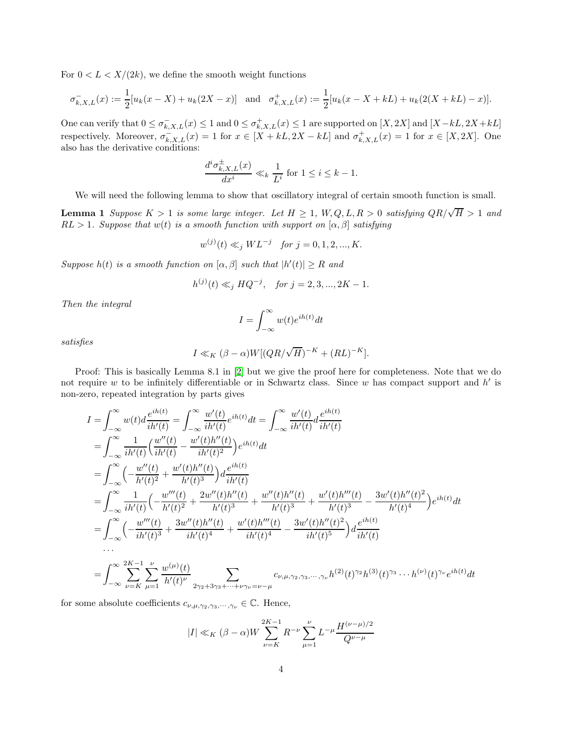For $0 < L < X/(2k)$, we define the smooth weight functions

$$\sigma^-_{k,X,L}(x) := \frac{1}{2}[u_k(x - X) + u_k(2X - x)] \quad \text{and} \quad \sigma^+_{k,X,L}(x) := \frac{1}{2}[u_k(x - X + kL) + u_k(2(X + kL) - x)].$$

One can verify that $0 \le \sigma^-_{k,X,L}(x) \le 1$ and $0 \le \sigma^+_{k,X,L}(x) \le 1$ are supported on $[X, 2X]$ and $[X - kL, 2X + kL]$ respectively. Moreover, $\sigma^-_{k,X,L}(x) = 1$ for $x \in [X + kL, 2X - kL]$ and $\sigma^+_{k,X,L}(x) = 1$ for $x \in [X, 2X]$. One also has the derivative conditions:

$$\frac{d^i \sigma^\pm_{k,X,L}(x)}{dx^i} \ll_k \frac{1}{L^i} \text{ for } 1 \le i \le k - 1.$$

We will need the following lemma to show that oscillatory integral of certain smooth function is small.

**Lemma 1** *Suppose $K > 1$ is some large integer. Let $H \ge 1$, $W, Q, L, R > 0$ satisfying $QR/\sqrt{H} > 1$ and $RL > 1$. Suppose that $w(t)$ is a smooth function with support on $[\alpha, \beta]$ satisfying*

$$w^{(j)}(t) \ll_j WL^{-j} \quad \text{for } j = 0, 1, 2, ..., K.$$

*Suppose $h(t)$ is a smooth function on $[\alpha, \beta]$ such that $|h'(t)| \ge R$ and*

$$h^{(j)}(t) \ll_j HQ^{-j}, \quad \text{for } j = 2, 3, ..., 2K - 1.$$

*Then the integral*

$$I = \int_{-\infty}^{\infty} w(t) e^{ih(t)} dt$$

*satisfies*

$$I \ll_K (\beta - \alpha) W [(QR/\sqrt{H})^{-K} + (RL)^{-K}].$$

Proof: This is basically Lemma 8.1 in [2] but we give the proof here for completeness. Note that we do not require $w$ to be infinitely differentiable or in Schwartz class. Since $w$ has compact support and $h'$ is non-zero, repeated integration by parts gives

$$\begin{aligned}
I &= \int_{-\infty}^{\infty} w(t) d\frac{e^{ih(t)}}{ih'(t)} = \int_{-\infty}^{\infty} \frac{w'(t)}{ih'(t)} e^{ih(t)} dt = \int_{-\infty}^{\infty} \frac{w'(t)}{ih'(t)} d\frac{e^{ih(t)}}{ih'(t)} \\
&= \int_{-\infty}^{\infty} \frac{1}{ih'(t)} \Big( \frac{w''(t)}{ih'(t)} - \frac{w'(t) h''(t)}{ih'(t)^2} \Big) e^{ih(t)} dt \\
&= \int_{-\infty}^{\infty} \Big( -\frac{w''(t)}{h'(t)^2} + \frac{w'(t) h''(t)}{h'(t)^3} \Big) d\frac{e^{ih(t)}}{ih'(t)} \\
&= \int_{-\infty}^{\infty} \frac{1}{ih'(t)} \Big( -\frac{w'''(t)}{h'(t)^2} + \frac{2w''(t) h''(t)}{h'(t)^3} + \frac{w''(t) h''(t)}{h'(t)^3} + \frac{w'(t) h'''(t)}{h'(t)^3} - \frac{3w'(t) h''(t)^2}{h'(t)^4} \Big) e^{ih(t)} dt \\
&= \int_{-\infty}^{\infty} \Big( -\frac{w'''(t)}{ih'(t)^3} + \frac{3w''(t) h''(t)}{ih'(t)^4} + \frac{w'(t) h'''(t)}{ih'(t)^4} - \frac{3w'(t) h''(t)^2}{ih'(t)^5} \Big) d\frac{e^{ih(t)}}{ih'(t)} \\
&\quad \cdots \\
&= \int_{-\infty}^{\infty} \sum_{\nu=K}^{2K-1} \sum_{\mu=1}^{\nu} \frac{w^{(\mu)}(t)}{h'(t)^\nu} \sum_{2\gamma_2 + 3\gamma_3 + \cdots + \nu\gamma_\nu = \nu - \mu} c_{\nu,\mu,\gamma_2,\gamma_3,\cdots,\gamma_\nu} h^{(2)}(t)^{\gamma_2} h^{(3)}(t)^{\gamma_3} \cdots h^{(\nu)}(t)^{\gamma_\nu} e^{ih(t)} dt
\end{aligned}$$

for some absolute coefficients $c_{\nu,\mu,\gamma_2,\gamma_3,\cdots,\gamma_\nu} \in \mathbb{C}$. Hence,

$$|I| \ll_K (\beta - \alpha) W \sum_{\nu=K}^{2K-1} R^{-\nu} \sum_{\mu=1}^{\nu} L^{-\mu} \frac{H^{(\nu-\mu)/2}}{Q^{\nu-\mu}}$$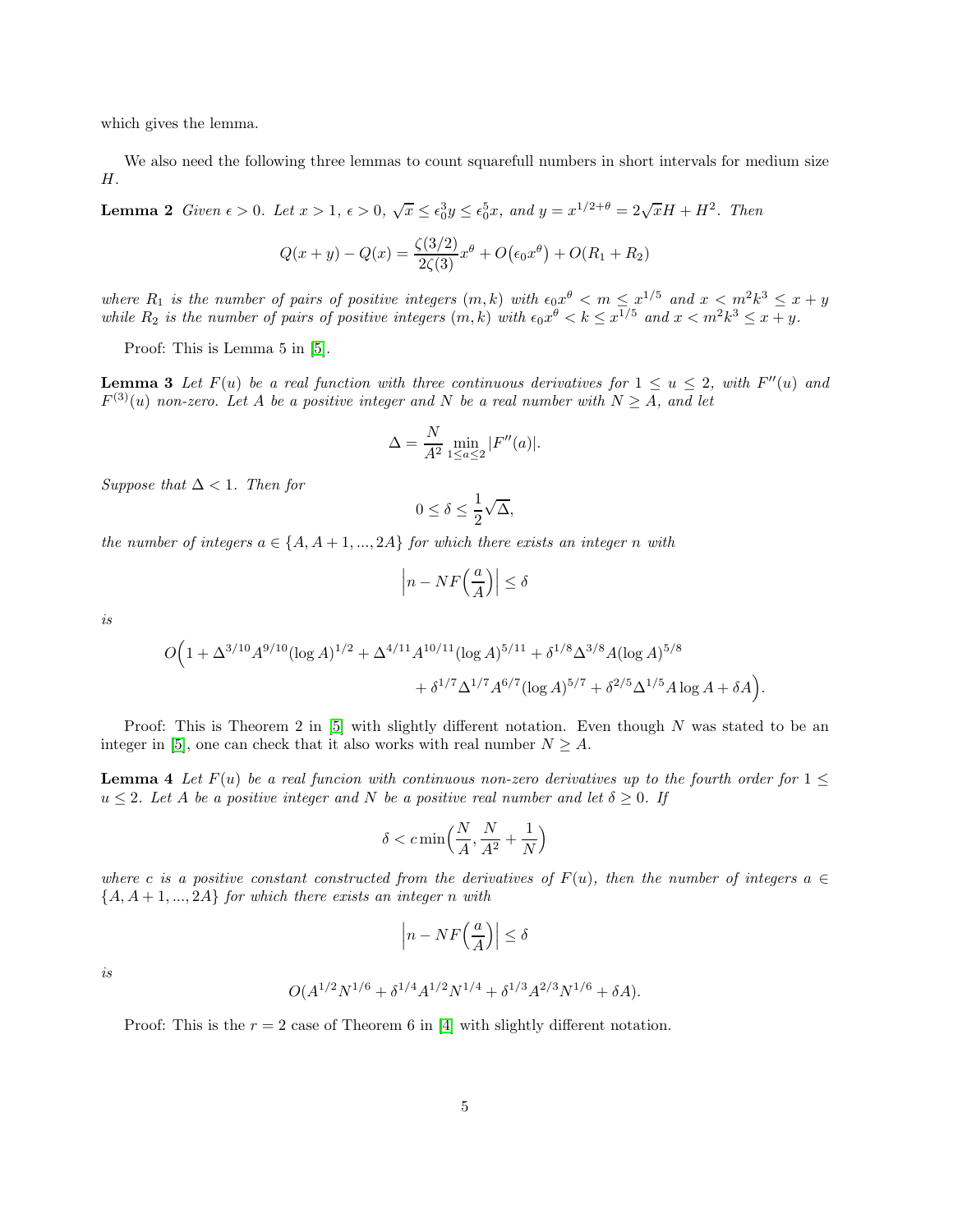which gives the lemma.

We also need the following three lemmas to count squarefull numbers in short intervals for medium size $H$.

**Lemma 2** *Given $\epsilon > 0$. Let $x > 1$, $\epsilon > 0$, $\sqrt{x} \leq \epsilon_0^3 y \leq \epsilon_0^5 x$, and $y = x^{1/2+\theta} = 2\sqrt{x}H + H^2$. Then*

$$Q(x+y) - Q(x) = \frac{\zeta(3/2)}{2\zeta(3)} x^\theta + O\big(\epsilon_0 x^\theta\big) + O(R_1 + R_2)$$

*where $R_1$ is the number of pairs of positive integers $(m, k)$ with $\epsilon_0 x^\theta < m \leq x^{1/5}$ and $x < m^2 k^3 \leq x + y$ while $R_2$ is the number of pairs of positive integers $(m, k)$ with $\epsilon_0 x^\theta < k \leq x^{1/5}$ and $x < m^2 k^3 \leq x + y$.*

Proof: This is Lemma 5 in [5].

**Lemma 3** *Let $F(u)$ be a real function with three continuous derivatives for $1 \leq u \leq 2$, with $F''(u)$ and $F^{(3)}(u)$ non-zero. Let $A$ be a positive integer and $N$ be a real number with $N \geq A$, and let*

$$\Delta = \frac{N}{A^2} \min_{1 \leq a \leq 2} |F''(a)|.$$

*Suppose that $\Delta < 1$. Then for*

$$0 \leq \delta \leq \frac{1}{2}\sqrt{\Delta},$$

*the number of integers $a \in \{A, A+1, ..., 2A\}$ for which there exists an integer $n$ with*

$$\Big| n - NF\Big(\frac{a}{A}\Big) \Big| \leq \delta$$

*is*

$$O\Big(1 + \Delta^{3/10} A^{9/10} (\log A)^{1/2} + \Delta^{4/11} A^{10/11} (\log A)^{5/11} + \delta^{1/8} \Delta^{3/8} A (\log A)^{5/8} \\ + \delta^{1/7} \Delta^{1/7} A^{6/7} (\log A)^{5/7} + \delta^{2/5} \Delta^{1/5} A \log A + \delta A\Big).$$

Proof: This is Theorem 2 in [5] with slightly different notation. Even though $N$ was stated to be an integer in [5], one can check that it also works with real number $N \geq A$.

**Lemma 4** *Let $F(u)$ be a real funcion with continuous non-zero derivatives up to the fourth order for $1 \leq u \leq 2$. Let $A$ be a positive integer and $N$ be a positive real number and let $\delta \geq 0$. If*

$$\delta < c \min\Big(\frac{N}{A}, \frac{N}{A^2} + \frac{1}{N}\Big)$$

*where $c$ is a positive constant constructed from the derivatives of $F(u)$, then the number of integers $a \in \{A, A+1, ..., 2A\}$ for which there exists an integer $n$ with*

$$\Big| n - NF\Big(\frac{a}{A}\Big) \Big| \leq \delta$$

*is*

$$O(A^{1/2} N^{1/6} + \delta^{1/4} A^{1/2} N^{1/4} + \delta^{1/3} A^{2/3} N^{1/6} + \delta A).$$

Proof: This is the $r = 2$ case of Theorem 6 in [4] with slightly different notation.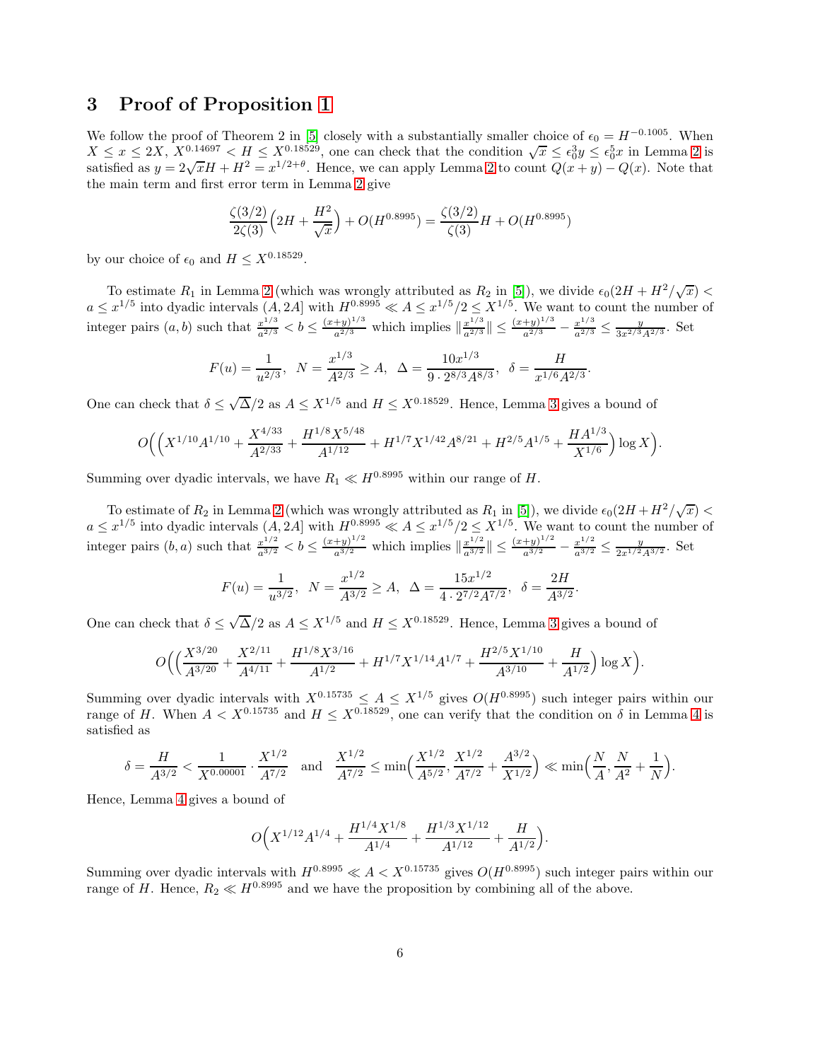## 3 Proof of Proposition 1

We follow the proof of Theorem 2 in [5] closely with a substantially smaller choice of $\epsilon_0 = H^{-0.1005}$. When $X \le x \le 2X$, $X^{0.14697} < H \le X^{0.18529}$, one can check that the condition $\sqrt{x} \le \epsilon_0^3 y \le \epsilon_0^5 x$ in Lemma 2 is satisfied as $y = 2\sqrt{x}H + H^2 = x^{1/2+\theta}$. Hence, we can apply Lemma 2 to count $Q(x+y) - Q(x)$. Note that the main term and first error term in Lemma 2 give

$$\frac{\zeta(3/2)}{2\zeta(3)}\Big(2H + \frac{H^2}{\sqrt{x}}\Big) + O(H^{0.8995}) = \frac{\zeta(3/2)}{\zeta(3)}H + O(H^{0.8995})$$

by our choice of $\epsilon_0$ and $H \le X^{0.18529}$.

To estimate $R_1$ in Lemma 2 (which was wrongly attributed as $R_2$ in [5]), we divide $\epsilon_0(2H + H^2/\sqrt{x}) < a \le x^{1/5}$ into dyadic intervals $(A, 2A]$ with $H^{0.8995} \ll A \le x^{1/5}/2 \le X^{1/5}$. We want to count the number of integer pairs $(a, b)$ such that $\frac{x^{1/3}}{a^{2/3}} < b \le \frac{(x+y)^{1/3}}{a^{2/3}}$ which implies $\|\frac{x^{1/3}}{a^{2/3}}\| \le \frac{(x+y)^{1/3}}{a^{2/3}} - \frac{x^{1/3}}{a^{2/3}} \le \frac{y}{3x^{2/3}A^{2/3}}$. Set

$$F(u) = \frac{1}{u^{2/3}},\;\; N = \frac{x^{1/3}}{A^{2/3}} \ge A,\;\; \Delta = \frac{10x^{1/3}}{9 \cdot 2^{8/3}A^{8/3}},\;\; \delta = \frac{H}{x^{1/6}A^{2/3}}.$$

One can check that $\delta \le \sqrt{\Delta}/2$ as $A \le X^{1/5}$ and $H \le X^{0.18529}$. Hence, Lemma 3 gives a bound of

$$O\Big(\Big(X^{1/10}A^{1/10} + \frac{X^{4/33}}{A^{2/33}} + \frac{H^{1/8}X^{5/48}}{A^{1/12}} + H^{1/7}X^{1/42}A^{8/21} + H^{2/5}A^{1/5} + \frac{HA^{1/3}}{X^{1/6}}\Big)\log X\Big).$$

Summing over dyadic intervals, we have $R_1 \ll H^{0.8995}$ within our range of $H$.

To estimate $R_2$ in Lemma 2 (which was wrongly attributed as $R_1$ in [5]), we divide $\epsilon_0(2H + H^2/\sqrt{x}) < a \le x^{1/5}$ into dyadic intervals $(A, 2A]$ with $H^{0.8995} \ll A \le x^{1/5}/2 \le X^{1/5}$. We want to count the number of integer pairs $(b, a)$ such that $\frac{x^{1/2}}{a^{3/2}} < b \le \frac{(x+y)^{1/2}}{a^{3/2}}$ which implies $\|\frac{x^{1/2}}{a^{3/2}}\| \le \frac{(x+y)^{1/2}}{a^{3/2}} - \frac{x^{1/2}}{a^{3/2}} \le \frac{y}{2x^{1/2}A^{3/2}}$. Set

$$F(u) = \frac{1}{u^{3/2}},\;\; N = \frac{x^{1/2}}{A^{3/2}} \ge A,\;\; \Delta = \frac{15x^{1/2}}{4 \cdot 2^{7/2}A^{7/2}},\;\; \delta = \frac{2H}{A^{3/2}}.$$

One can check that $\delta \le \sqrt{\Delta}/2$ as $A \le X^{1/5}$ and $H \le X^{0.18529}$. Hence, Lemma 3 gives a bound of

$$O\Big(\Big(\frac{X^{3/20}}{A^{3/20}} + \frac{X^{2/11}}{A^{4/11}} + \frac{H^{1/8}X^{3/16}}{A^{1/2}} + H^{1/7}X^{1/14}A^{1/7} + \frac{H^{2/5}X^{1/10}}{A^{3/10}} + \frac{H}{A^{1/2}}\Big)\log X\Big).$$

Summing over dyadic intervals with $X^{0.15735} \le A \le X^{1/5}$ gives $O(H^{0.8995})$ such integer pairs within our range of $H$. When $A < X^{0.15735}$ and $H \le X^{0.18529}$, one can verify that the condition on $\delta$ in Lemma 4 is satisfied as

$$\delta = \frac{H}{A^{3/2}} < \frac{1}{X^{0.00001}} \cdot \frac{X^{1/2}}{A^{7/2}} \quad \text{and} \quad \frac{X^{1/2}}{A^{7/2}} \le \min\Big(\frac{X^{1/2}}{A^{5/2}}, \frac{X^{1/2}}{A^{7/2}} + \frac{A^{3/2}}{X^{1/2}}\Big) \ll \min\Big(\frac{N}{A}, \frac{N}{A^2} + \frac{1}{N}\Big).$$

Hence, Lemma 4 gives a bound of

$$O\Big(X^{1/12}A^{1/4} + \frac{H^{1/4}X^{1/8}}{A^{1/4}} + \frac{H^{1/3}X^{1/12}}{A^{1/12}} + \frac{H}{A^{1/2}}\Big).$$

Summing over dyadic intervals with $H^{0.8995} \ll A < X^{0.15735}$ gives $O(H^{0.8995})$ such integer pairs within our range of $H$. Hence, $R_2 \ll H^{0.8995}$ and we have the proposition by combining all of the above.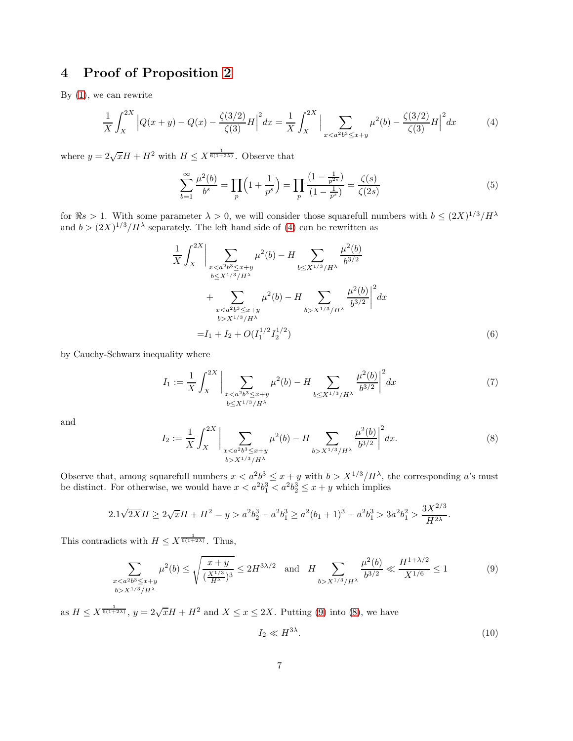## 4 Proof of Proposition 2

By (1), we can rewrite

$$\frac{1}{X}\int_X^{2X} \Big|Q(x+y) - Q(x) - \frac{\zeta(3/2)}{\zeta(3)} H\Big|^2 dx = \frac{1}{X}\int_X^{2X} \Big| \sum_{x < a^2 b^3 \le x+y} \mu^2(b) - \frac{\zeta(3/2)}{\zeta(3)} H\Big|^2 dx \tag{4}$$

where $y = 2\sqrt{x} H + H^2$ with $H \le X^{\frac{1}{6(1+2\lambda)}}$. Observe that

$$\sum_{b=1}^{\infty} \frac{\mu^2(b)}{b^s} = \prod_p \Big(1 + \frac{1}{p^s}\Big) = \prod_p \frac{(1 - \frac{1}{p^{2s}})}{(1 - \frac{1}{p^s})} = \frac{\zeta(s)}{\zeta(2s)} \tag{5}$$

for $\Re s > 1$. With some parameter $\lambda > 0$, we will consider those squarefull numbers with $b \le (2X)^{1/3}/H^\lambda$ and $b > (2X)^{1/3}/H^\lambda$ separately. The left hand side of (4) can be rewritten as

$$\begin{aligned}
&\frac{1}{X}\int_X^{2X} \Big| \sum_{\substack{x < a^2 b^3 \le x+y \\ b \le X^{1/3}/H^\lambda}} \mu^2(b) - H \sum_{b \le X^{1/3}/H^\lambda} \frac{\mu^2(b)}{b^{3/2}} \\
&\qquad + \sum_{\substack{x < a^2 b^3 \le x+y \\ b > X^{1/3}/H^\lambda}} \mu^2(b) - H \sum_{b > X^{1/3}/H^\lambda} \frac{\mu^2(b)}{b^{3/2}} \Big|^2 dx \\
&= I_1 + I_2 + O(I_1^{1/2} I_2^{1/2})
\end{aligned} \tag{6}$$

by Cauchy-Schwarz inequality where

$$I_1 := \frac{1}{X}\int_X^{2X} \Big| \sum_{\substack{x < a^2 b^3 \le x+y \\ b \le X^{1/3}/H^\lambda}} \mu^2(b) - H \sum_{b \le X^{1/3}/H^\lambda} \frac{\mu^2(b)}{b^{3/2}} \Big|^2 dx \tag{7}$$

and

$$I_2 := \frac{1}{X}\int_X^{2X} \Big| \sum_{\substack{x < a^2 b^3 \le x+y \\ b > X^{1/3}/H^\lambda}} \mu^2(b) - H \sum_{b > X^{1/3}/H^\lambda} \frac{\mu^2(b)}{b^{3/2}} \Big|^2 dx. \tag{8}$$

Observe that, among squarefull numbers $x < a^2 b^3 \le x + y$ with $b > X^{1/3}/H^\lambda$, the corresponding $a$'s must be distinct. For otherwise, we would have $x < a^2 b_1^3 < a^2 b_2^3 \le x + y$ which implies

$$2.1\sqrt{2X} H \ge 2\sqrt{x} H + H^2 = y > a^2 b_2^3 - a^2 b_1^3 \ge a^2 (b_1 + 1)^3 - a^2 b_1^3 > 3a^2 b_1^2 > \frac{3X^{2/3}}{H^{2\lambda}}.$$

This contradicts with $H \le X^{\frac{1}{6(1+2\lambda)}}$. Thus,

$$\sum_{\substack{x < a^2 b^3 \le x+y \\ b > X^{1/3}/H^\lambda}} \mu^2(b) \le \sqrt{\frac{x+y}{(\frac{X^{1/3}}{H^\lambda})^3}} \le 2H^{3\lambda/2} \quad \text{and} \quad H \sum_{b > X^{1/3}/H^\lambda} \frac{\mu^2(b)}{b^{3/2}} \ll \frac{H^{1+\lambda/2}}{X^{1/6}} \le 1 \tag{9}$$

as $H \le X^{\frac{1}{6(1+2\lambda)}}$, $y = 2\sqrt{x} H + H^2$ and $X \le x \le 2X$. Putting (9) into (8), we have

$$I_2 \ll H^{3\lambda}. \tag{10}$$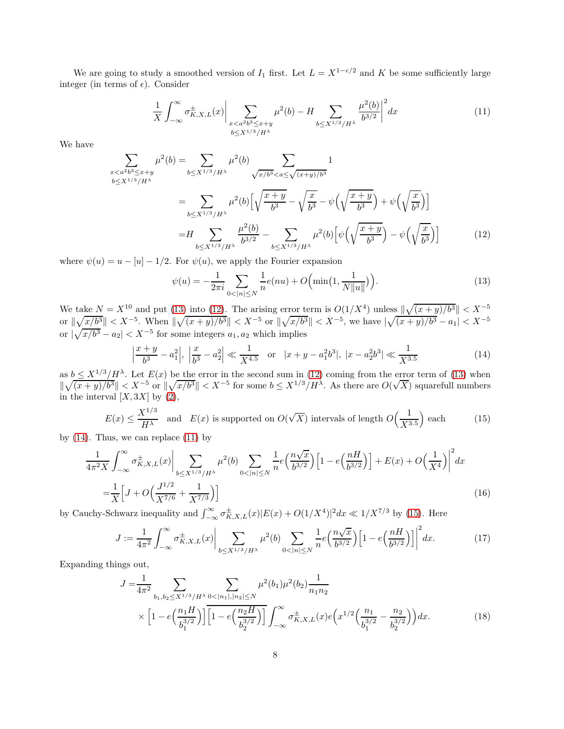We are going to study a smoothed version of $I_1$ first. Let $L = X^{1-\epsilon/2}$ and $K$ be some sufficiently large integer (in terms of $\epsilon$). Consider

$$\frac{1}{X}\int_{-\infty}^{\infty} \sigma^{\pm}_{K,X,L}(x)\Big| \sum_{\substack{x<a^2b^3\le x+y \\ b\le X^{1/3}/H^{\lambda}}} \mu^2(b) - H \sum_{b\le X^{1/3}/H^{\lambda}} \frac{\mu^2(b)}{b^{3/2}}\Big|^2 dx \tag{11}$$

We have

$$\begin{aligned}
\sum_{\substack{x<a^2b^3\le x+y \\ b\le X^{1/3}/H^{\lambda}}} \mu^2(b) &= \sum_{b\le X^{1/3}/H^{\lambda}} \mu^2(b) \sum_{\sqrt{x/b^3}<a\le\sqrt{(x+y)/b^3}} 1 \\
&= \sum_{b\le X^{1/3}/H^{\lambda}} \mu^2(b)\Big[\sqrt{\frac{x+y}{b^3}} - \sqrt{\frac{x}{b^3}} - \psi\Big(\sqrt{\frac{x+y}{b^3}}\Big) + \psi\Big(\sqrt{\frac{x}{b^3}}\Big)\Big] \\
&= H \sum_{b\le X^{1/3}/H^{\lambda}} \frac{\mu^2(b)}{b^{3/2}} - \sum_{b\le X^{1/3}/H^{\lambda}} \mu^2(b)\Big[\psi\Big(\sqrt{\frac{x+y}{b^3}}\Big) - \psi\Big(\sqrt{\frac{x}{b^3}}\Big)\Big]
\end{aligned} \tag{12}$$

where $\psi(u) = u - [u] - 1/2$. For $\psi(u)$, we apply the Fourier expansion

$$\psi(u) = -\frac{1}{2\pi i}\sum_{0<|n|\le N} \frac{1}{n} e(nu) + O\Big(\min\big(1, \frac{1}{N\|u\|}\big)\Big). \tag{13}$$

We take $N = X^{10}$ and put (13) into (12). The arising error term is $O(1/X^4)$ unless $\|\sqrt{(x+y)/b^3}\| < X^{-5}$ or $\|\sqrt{x/b^3}\| < X^{-5}$. When $\|\sqrt{(x+y)/b^3}\| < X^{-5}$ or $\|\sqrt{x/b^3}\| < X^{-5}$, we have $|\sqrt{(x+y)/b^3} - a_1| < X^{-5}$ or $|\sqrt{x/b^3} - a_2| < X^{-5}$ for some integers $a_1, a_2$ which implies

$$\Big|\frac{x+y}{b^3} - a_1^2\Big|,\ \Big|\frac{x}{b^3} - a_2^2\Big| \ll \frac{1}{X^{4.5}} \quad \text{or} \quad |x+y-a_1^2b^3|,\ |x-a_2^2b^3| \ll \frac{1}{X^{3.5}} \tag{14}$$

as $b \le X^{1/3}/H^{\lambda}$. Let $E(x)$ be the error in the second sum in (12) coming from the error term of (13) when $\|\sqrt{(x+y)/b^3}\| < X^{-5}$ or $\|\sqrt{x/b^3}\| < X^{-5}$ for some $b \le X^{1/3}/H^{\lambda}$. As there are $O(\sqrt{X})$ squarefull numbers in the interval $[X, 3X]$ by (2),

$$E(x) \le \frac{X^{1/3}}{H^{\lambda}} \quad \text{and} \quad E(x) \text{ is supported on } O(\sqrt{X}) \text{ intervals of length } O\Big(\frac{1}{X^{3.5}}\Big) \text{ each} \tag{15}$$

by (14). Thus, we can replace (11) by

$$\begin{aligned}
&\frac{1}{4\pi^2 X}\int_{-\infty}^{\infty} \sigma^{\pm}_{K,X,L}(x)\Big| \sum_{b\le X^{1/3}/H^{\lambda}} \mu^2(b) \sum_{0<|n|\le N} \frac{1}{n} e\Big(\frac{n\sqrt{x}}{b^{3/2}}\Big)\Big[1 - e\Big(\frac{nH}{b^{3/2}}\Big)\Big] + E(x) + O\Big(\frac{1}{X^4}\Big)\Big|^2 dx \\
=&\frac{1}{X}\Big[J + O\Big(\frac{J^{1/2}}{X^{7/6}} + \frac{1}{X^{7/3}}\Big)\Big]
\end{aligned} \tag{16}$$

by Cauchy-Schwarz inequality and $\int_{-\infty}^{\infty} \sigma^{\pm}_{K,X,L}(x)|E(x) + O(1/X^4)|^2 dx \ll 1/X^{7/3}$ by (15). Here

$$J := \frac{1}{4\pi^2}\int_{-\infty}^{\infty} \sigma^{\pm}_{K,X,L}(x)\Big| \sum_{b\le X^{1/3}/H^{\lambda}} \mu^2(b) \sum_{0<|n|\le N} \frac{1}{n} e\Big(\frac{n\sqrt{x}}{b^{3/2}}\Big)\Big[1 - e\Big(\frac{nH}{b^{3/2}}\Big)\Big]\Big|^2 dx. \tag{17}$$

Expanding things out,

$$\begin{aligned}
J =& \frac{1}{4\pi^2} \sum_{b_1, b_2 \le X^{1/3}/H^{\lambda}} \sum_{0<|n_1|,|n_2|\le N} \mu^2(b_1)\mu^2(b_2) \frac{1}{n_1 n_2} \\
&\times \Big[1 - e\Big(\frac{n_1 H}{b_1^{3/2}}\Big)\Big]\overline{\Big[1 - e\Big(\frac{n_2 H}{b_2^{3/2}}\Big)\Big]} \int_{-\infty}^{\infty} \sigma^{\pm}_{K,X,L}(x) e\Big(x^{1/2}\Big(\frac{n_1}{b_1^{3/2}} - \frac{n_2}{b_2^{3/2}}\Big)\Big) dx.
\end{aligned} \tag{18}$$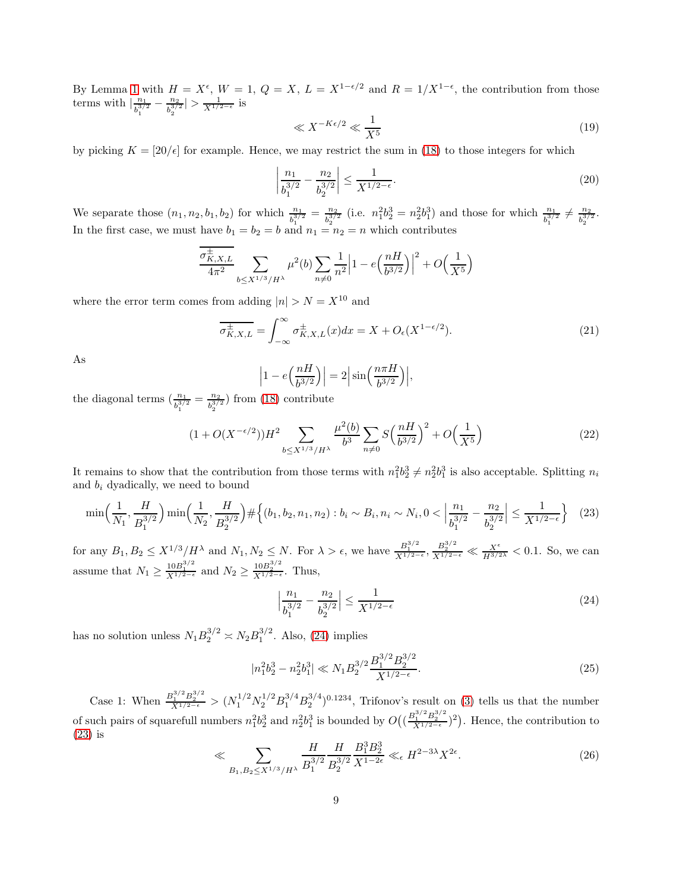By Lemma 1 with $H = X^\epsilon$, $W = 1$, $Q = X$, $L = X^{1-\epsilon/2}$ and $R = 1/X^{1-\epsilon}$, the contribution from those terms with $|\frac{n_1}{b_1^{3/2}} - \frac{n_2}{b_2^{3/2}}| > \frac{1}{X^{1/2-\epsilon}}$ is

$$\ll X^{-K\epsilon/2} \ll \frac{1}{X^5} \tag{19}$$

by picking $K = [20/\epsilon]$ for example. Hence, we may restrict the sum in (18) to those integers for which

$$\Big| \frac{n_1}{b_1^{3/2}} - \frac{n_2}{b_2^{3/2}} \Big| \le \frac{1}{X^{1/2-\epsilon}}. \tag{20}$$

We separate those $(n_1, n_2, b_1, b_2)$ for which $\frac{n_1}{b_1^{3/2}} = \frac{n_2}{b_2^{3/2}}$ (i.e. $n_1^2 b_2^3 = n_2^2 b_1^3$) and those for which $\frac{n_1}{b_1^{3/2}} \neq \frac{n_2}{b_2^{3/2}}$. In the first case, we must have $b_1 = b_2 = b$ and $n_1 = n_2 = n$ which contributes

$$\frac{\overline{\sigma^{\pm}_{K,X,L}}}{4\pi^2} \sum_{b \le X^{1/3}/H^\lambda} \mu^2(b) \sum_{n \neq 0} \frac{1}{n^2} \Big| 1 - e\Big(\frac{nH}{b^{3/2}}\Big) \Big|^2 + O\Big(\frac{1}{X^5}\Big)$$

where the error term comes from adding $|n| > N = X^{10}$ and

$$\overline{\sigma^{\pm}_{K,X,L}} = \int_{-\infty}^{\infty} \sigma^{\pm}_{K,X,L}(x) dx = X + O_\epsilon(X^{1-\epsilon/2}). \tag{21}$$

As

$$\Big| 1 - e\Big(\frac{nH}{b^{3/2}}\Big) \Big| = 2 \Big| \sin\Big(\frac{n\pi H}{b^{3/2}}\Big) \Big|,$$

the diagonal terms ($\frac{n_1}{b_1^{3/2}} = \frac{n_2}{b_2^{3/2}}$) from (18) contribute

$$(1 + O(X^{-\epsilon/2})) H^2 \sum_{b \le X^{1/3}/H^\lambda} \frac{\mu^2(b)}{b^3} \sum_{n \neq 0} S\Big(\frac{nH}{b^{3/2}}\Big)^2 + O\Big(\frac{1}{X^5}\Big) \tag{22}$$

It remains to show that the contribution from those terms with $n_1^2 b_2^3 \neq n_2^2 b_1^3$ is also acceptable. Splitting $n_i$ and $b_i$ dyadically, we need to bound

$$\min\Big(\frac{1}{N_1}, \frac{H}{B_1^{3/2}}\Big) \min\Big(\frac{1}{N_2}, \frac{H}{B_2^{3/2}}\Big) \#\Big\{(b_1, b_2, n_1, n_2) : b_i \sim B_i, n_i \sim N_i, 0 < \Big| \frac{n_1}{b_1^{3/2}} - \frac{n_2}{b_2^{3/2}} \Big| \le \frac{1}{X^{1/2-\epsilon}} \Big\} \tag{23}$$

for any $B_1, B_2 \le X^{1/3}/H^\lambda$ and $N_1, N_2 \le N$. For $\lambda > \epsilon$, we have $\frac{B_1^{3/2}}{X^{1/2-\epsilon}}, \frac{B_2^{3/2}}{X^{1/2-\epsilon}} \ll \frac{X^\epsilon}{H^{3/2\lambda}} < 0.1$. So, we can assume that $N_1 \ge \frac{10 B_1^{3/2}}{X^{1/2-\epsilon}}$ and $N_2 \ge \frac{10 B_2^{3/2}}{X^{1/2-\epsilon}}$. Thus,

$$\Big| \frac{n_1}{b_1^{3/2}} - \frac{n_2}{b_2^{3/2}} \Big| \le \frac{1}{X^{1/2-\epsilon}} \tag{24}$$

has no solution unless $N_1 B_2^{3/2} \asymp N_2 B_1^{3/2}$. Also, (24) implies

$$|n_1^2 b_2^3 - n_2^2 b_1^3| \ll N_1 B_2^{3/2} \frac{B_1^{3/2} B_2^{3/2}}{X^{1/2-\epsilon}}. \tag{25}$$

Case 1: When $\frac{B_1^{3/2} B_2^{3/2}}{X^{1/2-\epsilon}} > (N_1^{1/2} N_2^{1/2} B_1^{3/4} B_2^{3/4})^{0.1234}$, Trifonov's result on (3) tells us that the number of such pairs of squarefull numbers $n_1^2 b_2^3$ and $n_2^2 b_1^3$ is bounded by $O\big((\frac{B_1^{3/2} B_2^{3/2}}{X^{1/2-\epsilon}})^2\big)$. Hence, the contribution to (23) is

$$\ll \sum_{B_1, B_2 \le X^{1/3}/H^\lambda} \frac{H}{B_1^{3/2}} \frac{H}{B_2^{3/2}} \frac{B_1^3 B_2^3}{X^{1-2\epsilon}} \ll_\epsilon H^{2-3\lambda} X^{2\epsilon}. \tag{26}$$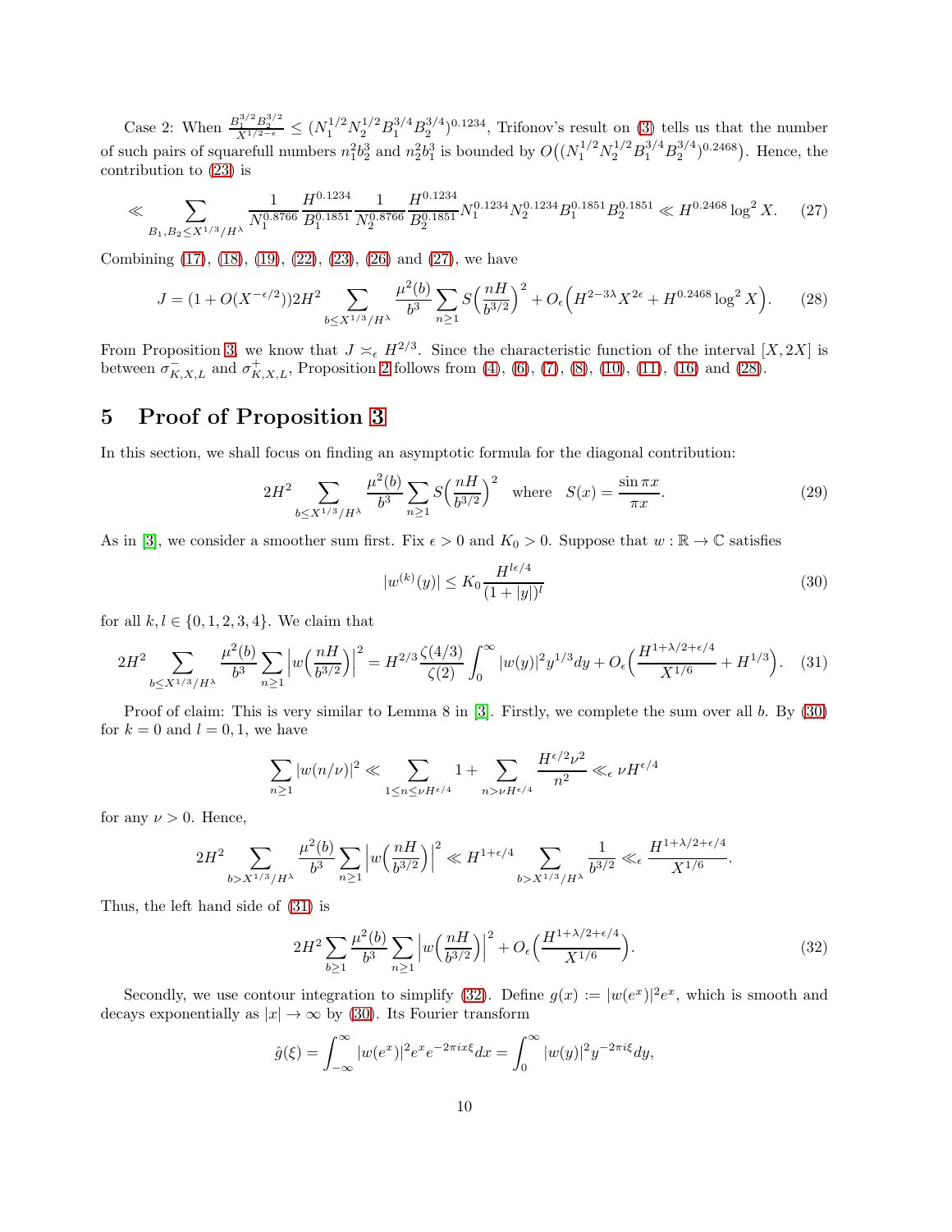Case 2: When $\frac{B_1^{3/2} B_2^{3/2}}{X^{1/2-\epsilon}} \leq (N_1^{1/2} N_2^{1/2} B_1^{3/4} B_2^{3/4})^{0.1234}$, Trifonov's result on (3) tells us that the number of such pairs of squarefull numbers $n_1^2 b_2^3$ and $n_2^2 b_1^3$ is bounded by $O\big((N_1^{1/2} N_2^{1/2} B_1^{3/4} B_2^{3/4})^{0.2468}\big)$. Hence, the contribution to (23) is

$$\ll \sum_{B_1, B_2 \leq X^{1/3}/H^\lambda} \frac{1}{N_1^{0.8766}} \frac{H^{0.1234}}{B_1^{0.1851}} \frac{1}{N_2^{0.8766}} \frac{H^{0.1234}}{B_2^{0.1851}} N_1^{0.1234} N_2^{0.1234} B_1^{0.1851} B_2^{0.1851} \ll H^{0.2468} \log^2 X. \tag{27}$$

Combining (17), (18), (19), (22), (23), (26) and (27), we have

$$J = (1 + O(X^{-\epsilon/2})) 2H^2 \sum_{b \leq X^{1/3}/H^\lambda} \frac{\mu^2(b)}{b^3} \sum_{n \geq 1} S\Big(\frac{nH}{b^{3/2}}\Big)^2 + O_\epsilon\Big(H^{2-3\lambda} X^{2\epsilon} + H^{0.2468} \log^2 X\Big). \tag{28}$$

From Proposition 3, we know that $J \asymp_\epsilon H^{2/3}$. Since the characteristic function of the interval $[X, 2X]$ is between $\sigma^-_{K,X,L}$ and $\sigma^+_{K,X,L}$, Proposition 2 follows from (4), (6), (7), (8), (10), (11), (16) and (28).

## 5 Proof of Proposition 3

In this section, we shall focus on finding an asymptotic formula for the diagonal contribution:

$$2H^2 \sum_{b \leq X^{1/3}/H^\lambda} \frac{\mu^2(b)}{b^3} \sum_{n \geq 1} S\Big(\frac{nH}{b^{3/2}}\Big)^2 \quad \text{where} \quad S(x) = \frac{\sin \pi x}{\pi x}. \tag{29}$$

As in [3], we consider a smoother sum first. Fix $\epsilon > 0$ and $K_0 > 0$. Suppose that $w : \mathbb{R} \to \mathbb{C}$ satisfies

$$|w^{(k)}(y)| \leq K_0 \frac{H^{l\epsilon/4}}{(1 + |y|)^l} \tag{30}$$

for all $k, l \in \{0, 1, 2, 3, 4\}$. We claim that

$$2H^2 \sum_{b \leq X^{1/3}/H^\lambda} \frac{\mu^2(b)}{b^3} \sum_{n \geq 1} \Big| w\Big(\frac{nH}{b^{3/2}}\Big)\Big|^2 = H^{2/3} \frac{\zeta(4/3)}{\zeta(2)} \int_0^\infty |w(y)|^2 y^{1/3} dy + O_\epsilon\Big(\frac{H^{1+\lambda/2+\epsilon/4}}{X^{1/6}} + H^{1/3}\Big). \tag{31}$$

Proof of claim: This is very similar to Lemma 8 in [3]. Firstly, we complete the sum over all $b$. By (30) for $k = 0$ and $l = 0, 1$, we have

$$\sum_{n \geq 1} |w(n/\nu)|^2 \ll \sum_{1 \leq n \leq \nu H^{\epsilon/4}} 1 + \sum_{n > \nu H^{\epsilon/4}} \frac{H^{\epsilon/2} \nu^2}{n^2} \ll_\epsilon \nu H^{\epsilon/4}$$

for any $\nu > 0$. Hence,

$$2H^2 \sum_{b > X^{1/3}/H^\lambda} \frac{\mu^2(b)}{b^3} \sum_{n \geq 1} \Big| w\Big(\frac{nH}{b^{3/2}}\Big)\Big|^2 \ll H^{1+\epsilon/4} \sum_{b > X^{1/3}/H^\lambda} \frac{1}{b^{3/2}} \ll_\epsilon \frac{H^{1+\lambda/2+\epsilon/4}}{X^{1/6}}.$$

Thus, the left hand side of (31) is

$$2H^2 \sum_{b \geq 1} \frac{\mu^2(b)}{b^3} \sum_{n \geq 1} \Big| w\Big(\frac{nH}{b^{3/2}}\Big)\Big|^2 + O_\epsilon\Big(\frac{H^{1+\lambda/2+\epsilon/4}}{X^{1/6}}\Big). \tag{32}$$

Secondly, we use contour integration to simplify (32). Define $g(x) := |w(e^x)|^2 e^x$, which is smooth and decays exponentially as $|x| \to \infty$ by (30). Its Fourier transform

$$\hat{g}(\xi) = \int_{-\infty}^\infty |w(e^x)|^2 e^x e^{-2\pi i x \xi} dx = \int_0^\infty |w(y)|^2 y^{-2\pi i \xi} dy,$$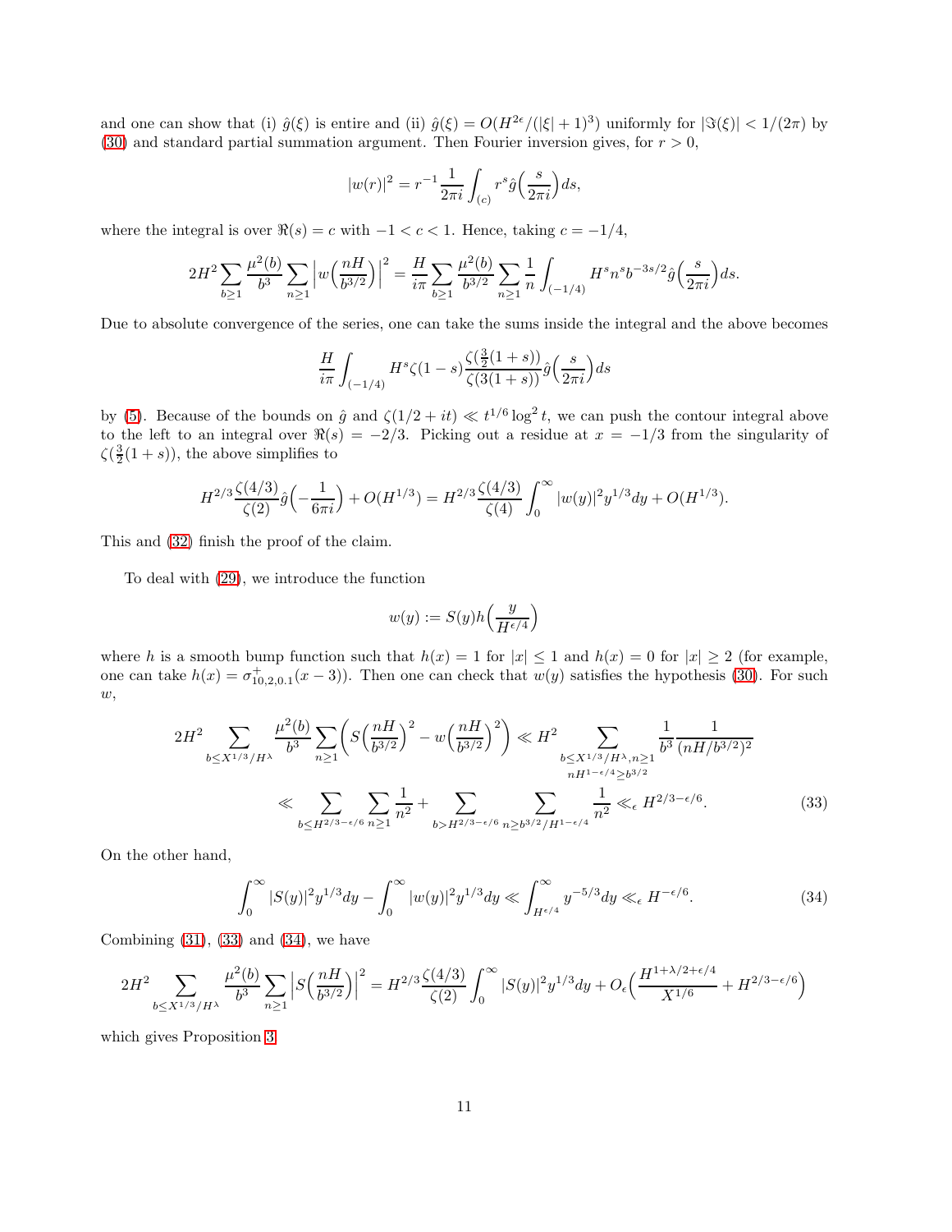and one can show that (i) $\hat{g}(\xi)$ is entire and (ii) $\hat{g}(\xi) = O(H^{2\epsilon}/(|\xi|+1)^3)$ uniformly for $|\Im(\xi)| < 1/(2\pi)$ by (30) and standard partial summation argument. Then Fourier inversion gives, for $r > 0$,

$$|w(r)|^2 = r^{-1} \frac{1}{2\pi i} \int_{(c)} r^s \hat{g}\Big(\frac{s}{2\pi i}\Big) ds,$$

where the integral is over $\Re(s) = c$ with $-1 < c < 1$. Hence, taking $c = -1/4$,

$$2H^2 \sum_{b \geq 1} \frac{\mu^2(b)}{b^3} \sum_{n \geq 1} \Big| w\Big(\frac{nH}{b^{3/2}}\Big) \Big|^2 = \frac{H}{i\pi} \sum_{b \geq 1} \frac{\mu^2(b)}{b^{3/2}} \sum_{n \geq 1} \frac{1}{n} \int_{(-1/4)} H^s n^s b^{-3s/2} \hat{g}\Big(\frac{s}{2\pi i}\Big) ds.$$

Due to absolute convergence of the series, one can take the sums inside the integral and the above becomes

$$\frac{H}{i\pi} \int_{(-1/4)} H^s \zeta(1-s) \frac{\zeta(\frac{3}{2}(1+s))}{\zeta(3(1+s))} \hat{g}\Big(\frac{s}{2\pi i}\Big) ds$$

by (5). Because of the bounds on $\hat{g}$ and $\zeta(1/2+it) \ll t^{1/6} \log^2 t$, we can push the contour integral above to the left to an integral over $\Re(s) = -2/3$. Picking out a residue at $x = -1/3$ from the singularity of $\zeta(\frac{3}{2}(1+s))$, the above simplifies to

$$H^{2/3} \frac{\zeta(4/3)}{\zeta(2)} \hat{g}\Big(-\frac{1}{6\pi i}\Big) + O(H^{1/3}) = H^{2/3} \frac{\zeta(4/3)}{\zeta(4)} \int_0^\infty |w(y)|^2 y^{1/3} dy + O(H^{1/3}).$$

This and (32) finish the proof of the claim.

To deal with (29), we introduce the function

$$w(y) := S(y) h\Big(\frac{y}{H^{\epsilon/4}}\Big)$$

where $h$ is a smooth bump function such that $h(x) = 1$ for $|x| \leq 1$ and $h(x) = 0$ for $|x| \geq 2$ (for example, one can take $h(x) = \sigma^+_{10,2,0.1}(x-3)$). Then one can check that $w(y)$ satisfies the hypothesis (30). For such $w$,

$$\begin{aligned} 2H^2 \sum_{b \leq X^{1/3}/H^\lambda} \frac{\mu^2(b)}{b^3} \sum_{n \geq 1} \Big( S\Big(\frac{nH}{b^{3/2}}\Big)^2 - w\Big(\frac{nH}{b^{3/2}}\Big)^2 \Big) &\ll H^2 \sum_{\substack{b \leq X^{1/3}/H^\lambda, n \geq 1 \\ nH^{1-\epsilon/4} \geq b^{3/2}}} \frac{1}{b^3} \frac{1}{(nH/b^{3/2})^2} \\ &\ll \sum_{b \leq H^{2/3-\epsilon/6}} \sum_{n \geq 1} \frac{1}{n^2} + \sum_{b > H^{2/3-\epsilon/6}} \sum_{n \geq b^{3/2}/H^{1-\epsilon/4}} \frac{1}{n^2} \ll_\epsilon H^{2/3-\epsilon/6}. \end{aligned} \tag{33}$$

On the other hand,

$$\int_0^\infty |S(y)|^2 y^{1/3} dy - \int_0^\infty |w(y)|^2 y^{1/3} dy \ll \int_{H^{\epsilon/4}}^\infty y^{-5/3} dy \ll_\epsilon H^{-\epsilon/6}. \tag{34}$$

Combining (31), (33) and (34), we have

$$2H^2 \sum_{b \leq X^{1/3}/H^\lambda} \frac{\mu^2(b)}{b^3} \sum_{n \geq 1} \Big| S\Big(\frac{nH}{b^{3/2}}\Big) \Big|^2 = H^{2/3} \frac{\zeta(4/3)}{\zeta(2)} \int_0^\infty |S(y)|^2 y^{1/3} dy + O_\epsilon\Big( \frac{H^{1+\lambda/2+\epsilon/4}}{X^{1/6}} + H^{2/3-\epsilon/6} \Big)$$

which gives Proposition 3.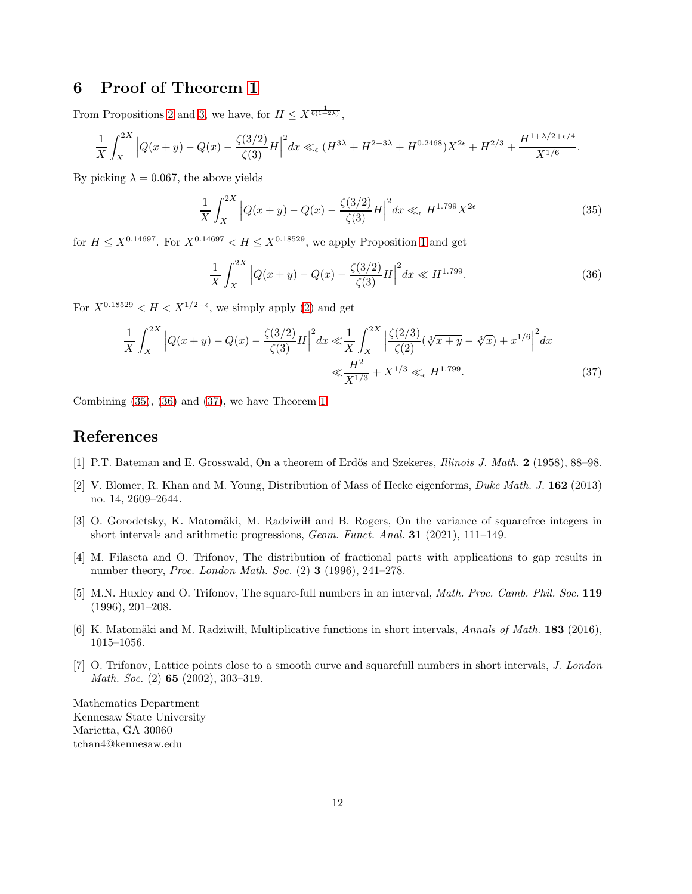## 6 Proof of Theorem 1

From Propositions 2 and 3, we have, for $H \le X^{\frac{1}{6(1+2\lambda)}}$,

$$\frac{1}{X}\int_X^{2X} \Big|Q(x+y) - Q(x) - \frac{\zeta(3/2)}{\zeta(3)} H\Big|^2 dx \ll_\epsilon (H^{3\lambda} + H^{2-3\lambda} + H^{0.2468}) X^{2\epsilon} + H^{2/3} + \frac{H^{1+\lambda/2+\epsilon/4}}{X^{1/6}}.$$

By picking $\lambda = 0.067$, the above yields

$$\frac{1}{X}\int_X^{2X} \Big|Q(x+y) - Q(x) - \frac{\zeta(3/2)}{\zeta(3)} H\Big|^2 dx \ll_\epsilon H^{1.799} X^{2\epsilon} \tag{35}$$

for $H \le X^{0.14697}$. For $X^{0.14697} < H \le X^{0.18529}$, we apply Proposition 1 and get

$$\frac{1}{X}\int_X^{2X} \Big|Q(x+y) - Q(x) - \frac{\zeta(3/2)}{\zeta(3)} H\Big|^2 dx \ll H^{1.799}. \tag{36}$$

For $X^{0.18529} < H < X^{1/2-\epsilon}$, we simply apply (2) and get

$$\begin{aligned}\frac{1}{X}\int_X^{2X} \Big|Q(x+y) - Q(x) - \frac{\zeta(3/2)}{\zeta(3)} H\Big|^2 dx \ll& \frac{1}{X}\int_X^{2X} \Big|\frac{\zeta(2/3)}{\zeta(2)} (\sqrt[3]{x+y} - \sqrt[3]{x}) + x^{1/6}\Big|^2 dx \\ \ll& \frac{H^2}{X^{1/3}} + X^{1/3} \ll_\epsilon H^{1.799}.\end{aligned} \tag{37}$$

Combining (35), (36) and (37), we have Theorem 1.

## References

[1] P.T. Bateman and E. Grosswald, On a theorem of Erdős and Szekeres, *Illinois J. Math.* **2** (1958), 88–98.

[2] V. Blomer, R. Khan and M. Young, Distribution of Mass of Hecke eigenforms, *Duke Math. J.* **162** (2013) no. 14, 2609–2644.

[3] O. Gorodetsky, K. Matomäki, M. Radziwiłł and B. Rogers, On the variance of squarefree integers in short intervals and arithmetic progressions, *Geom. Funct. Anal.* **31** (2021), 111–149.

[4] M. Filaseta and O. Trifonov, The distribution of fractional parts with applications to gap results in number theory, *Proc. London Math. Soc.* (2) **3** (1996), 241–278.

[5] M.N. Huxley and O. Trifonov, The square-full numbers in an interval, *Math. Proc. Camb. Phil. Soc.* **119** (1996), 201–208.

[6] K. Matomäki and M. Radziwiłł, Multiplicative functions in short intervals, *Annals of Math.* **183** (2016), 1015–1056.

[7] O. Trifonov, Lattice points close to a smooth curve and squarefull numbers in short intervals, *J. London Math. Soc.* (2) **65** (2002), 303–319.

Mathematics Department
Kennesaw State University
Marietta, GA 30060
tchan4@kennesaw.edu